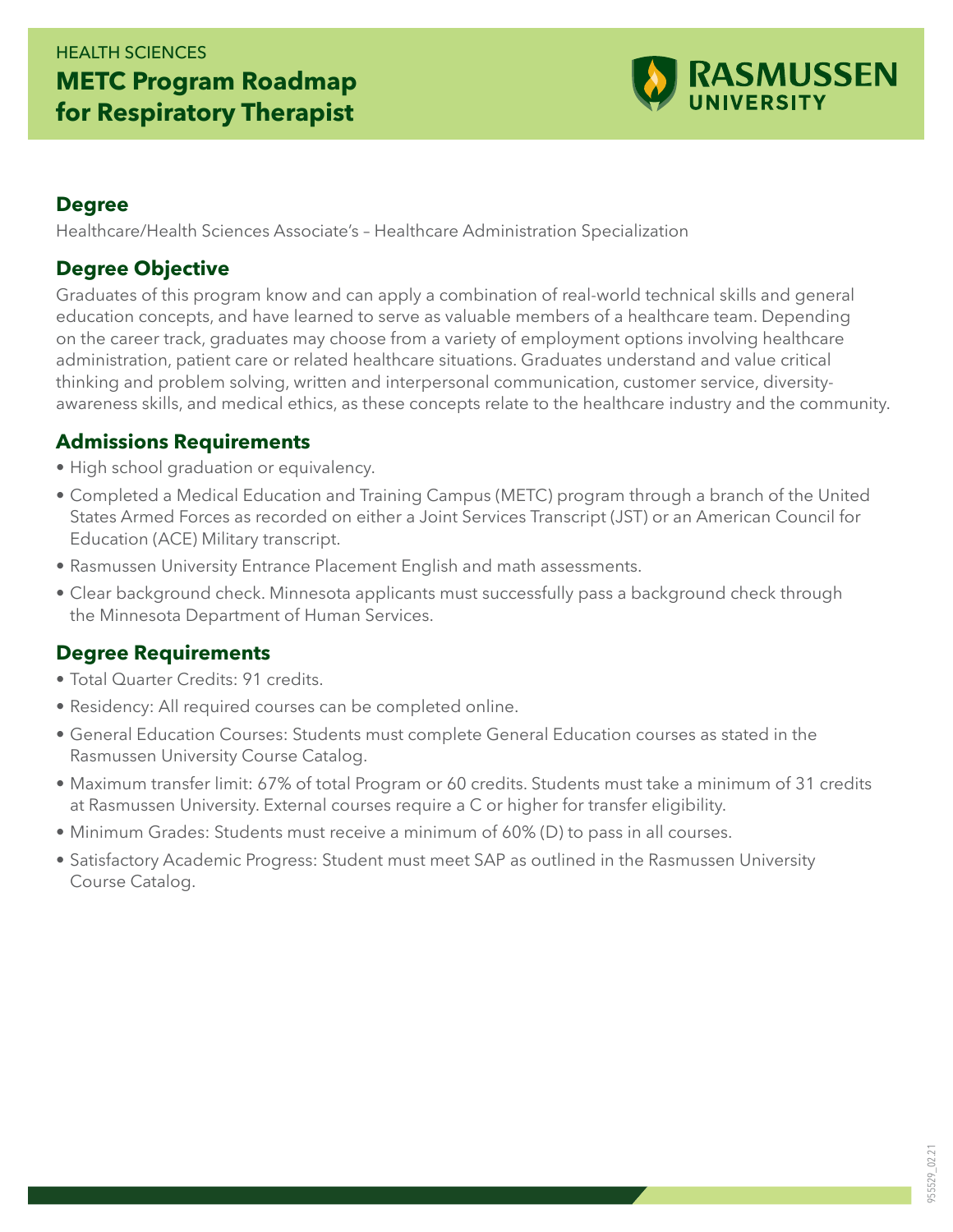HEALTH SCIENCES

# METC Program Roadmap for Respiratory Therapist

RASMUSSEN UNIVERSITY

## Degree

Healthcare/Health Sciences Associate's – Healthcare Administration Specialization

## Degree Objective

Graduates of this program know and can apply a combination of real-world technical skills and general education concepts, and have learned to serve as valuable members of a healthcare team. Depending on the career track, graduates may choose from a variety of employment options involving healthcare administration, patient care or related healthcare situations. Graduates understand and value critical thinking and problem solving, written and interpersonal communication, customer service, diversity-awareness skills, and medical ethics, as these concepts relate to the healthcare industry and the community.

## Admissions Requirements

- High school graduation or equivalency.
- Completed a Medical Education and Training Campus (METC) program through a branch of the United States Armed Forces as recorded on either a Joint Services Transcript (JST) or an American Council for Education (ACE) Military transcript.
- Rasmussen University Entrance Placement English and math assessments.
- Clear background check. Minnesota applicants must successfully pass a background check through the Minnesota Department of Human Services.

## Degree Requirements

- Total Quarter Credits: 91 credits.
- Residency: All required courses can be completed online.
- General Education Courses: Students must complete General Education courses as stated in the Rasmussen University Course Catalog.
- Maximum transfer limit: 67% of total Program or 60 credits. Students must take a minimum of 31 credits at Rasmussen University. External courses require a C or higher for transfer eligibility.
- Minimum Grades: Students must receive a minimum of 60% (D) to pass in all courses.
- Satisfactory Academic Progress: Student must meet SAP as outlined in the Rasmussen University Course Catalog.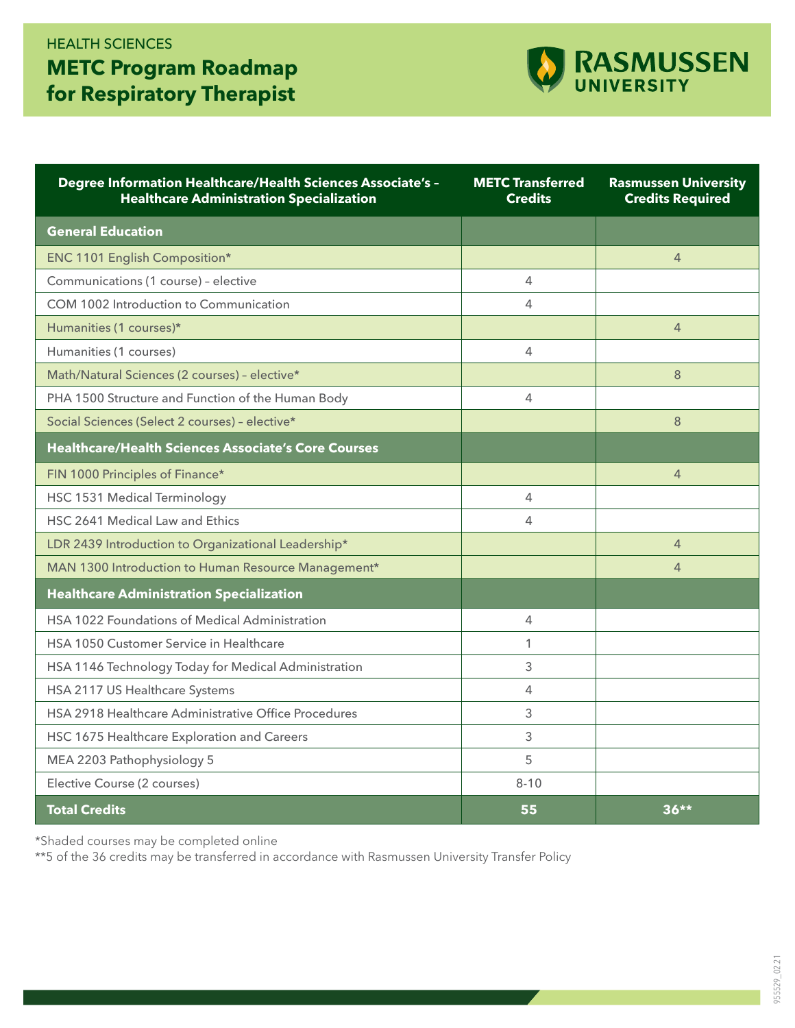HEALTH SCIENCES

# METC Program Roadmap for Respiratory Therapist

RASMUSSEN UNIVERSITY

| Degree Information Healthcare/Health Sciences Associate's – Healthcare Administration Specialization | METC Transferred Credits | Rasmussen University Credits Required |
|---|---|---|
| **General Education** | | |
| ENC 1101 English Composition* | | 4 |
| Communications (1 course) – elective | 4 | |
| COM 1002 Introduction to Communication | 4 | |
| Humanities (1 courses)* | | 4 |
| Humanities (1 courses) | 4 | |
| Math/Natural Sciences (2 courses) – elective* | | 8 |
| PHA 1500 Structure and Function of the Human Body | 4 | |
| Social Sciences (Select 2 courses) – elective* | | 8 |
| **Healthcare/Health Sciences Associate's Core Courses** | | |
| FIN 1000 Principles of Finance* | | 4 |
| HSC 1531 Medical Terminology | 4 | |
| HSC 2641 Medical Law and Ethics | 4 | |
| LDR 2439 Introduction to Organizational Leadership* | | 4 |
| MAN 1300 Introduction to Human Resource Management* | | 4 |
| **Healthcare Administration Specialization** | | |
| HSA 1022 Foundations of Medical Administration | 4 | |
| HSA 1050 Customer Service in Healthcare | 1 | |
| HSA 1146 Technology Today for Medical Administration | 3 | |
| HSA 2117 US Healthcare Systems | 4 | |
| HSA 2918 Healthcare Administrative Office Procedures | 3 | |
| HSC 1675 Healthcare Exploration and Careers | 3 | |
| MEA 2203 Pathophysiology 5 | 5 | |
| Elective Course (2 courses) | 8-10 | |
| **Total Credits** | **55** | **36**** |

*Shaded courses may be completed online

**5 of the 36 credits may be transferred in accordance with Rasmussen University Transfer Policy